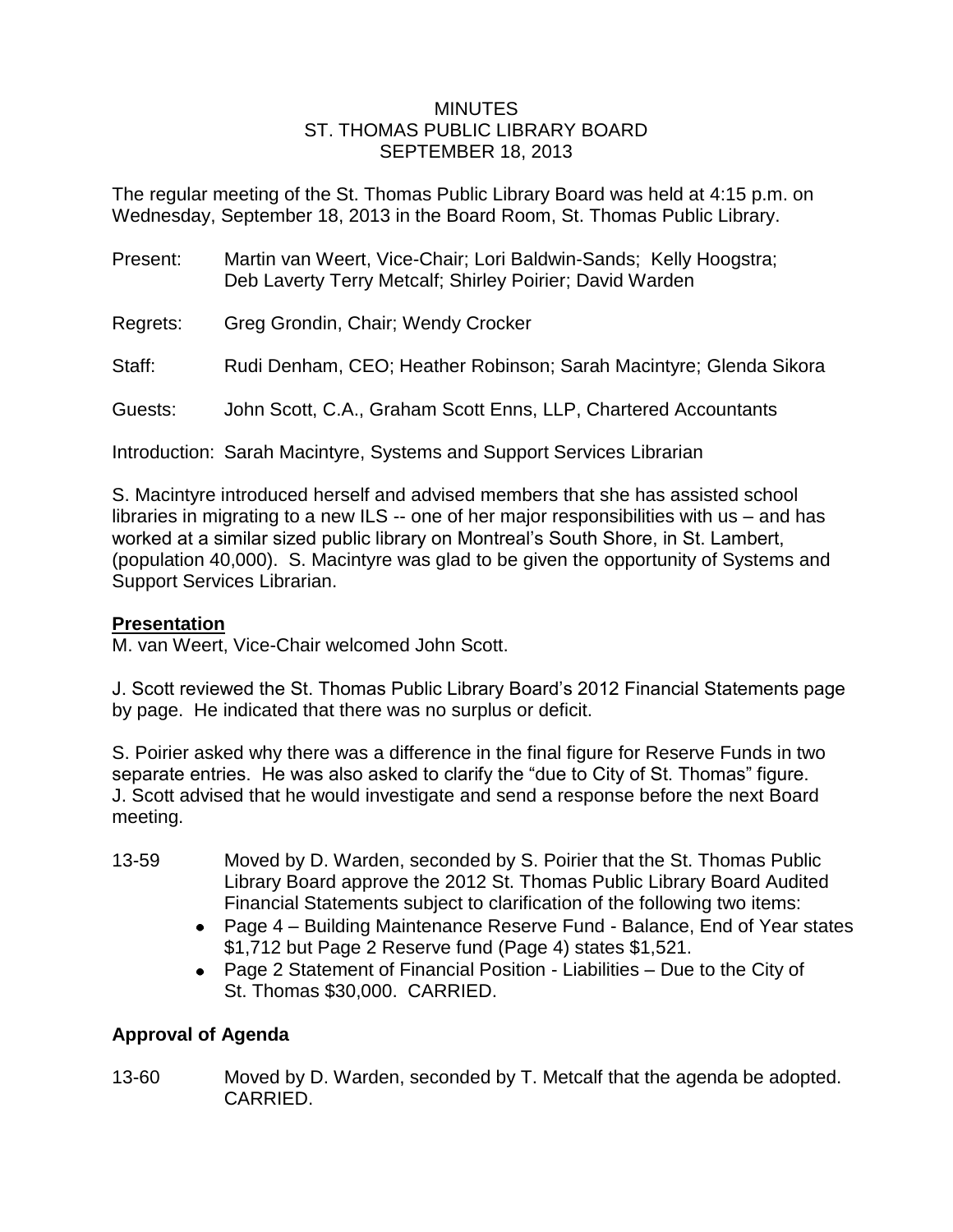# MINUTES
# ST. THOMAS PUBLIC LIBRARY BOARD
# SEPTEMBER 18, 2013

The regular meeting of the St. Thomas Public Library Board was held at 4:15 p.m. on Wednesday, September 18, 2013 in the Board Room, St. Thomas Public Library.

Present: Martin van Weert, Vice-Chair; Lori Baldwin-Sands; Kelly Hoogstra; Deb Laverty Terry Metcalf; Shirley Poirier; David Warden

Regrets: Greg Grondin, Chair; Wendy Crocker

Staff: Rudi Denham, CEO; Heather Robinson; Sarah Macintyre; Glenda Sikora

Guests: John Scott, C.A., Graham Scott Enns, LLP, Chartered Accountants

Introduction: Sarah Macintyre, Systems and Support Services Librarian

S. Macintyre introduced herself and advised members that she has assisted school libraries in migrating to a new ILS -- one of her major responsibilities with us – and has worked at a similar sized public library on Montreal's South Shore, in St. Lambert, (population 40,000). S. Macintyre was glad to be given the opportunity of Systems and Support Services Librarian.

## Presentation

M. van Weert, Vice-Chair welcomed John Scott.

J. Scott reviewed the St. Thomas Public Library Board's 2012 Financial Statements page by page. He indicated that there was no surplus or deficit.

S. Poirier asked why there was a difference in the final figure for Reserve Funds in two separate entries. He was also asked to clarify the "due to City of St. Thomas" figure. J. Scott advised that he would investigate and send a response before the next Board meeting.

13-59 Moved by D. Warden, seconded by S. Poirier that the St. Thomas Public Library Board approve the 2012 St. Thomas Public Library Board Audited Financial Statements subject to clarification of the following two items:

- Page 4 – Building Maintenance Reserve Fund - Balance, End of Year states $1,712 but Page 2 Reserve fund (Page 4) states $1,521.
- Page 2 Statement of Financial Position - Liabilities – Due to the City of St. Thomas $30,000. CARRIED.

## Approval of Agenda

13-60 Moved by D. Warden, seconded by T. Metcalf that the agenda be adopted. CARRIED.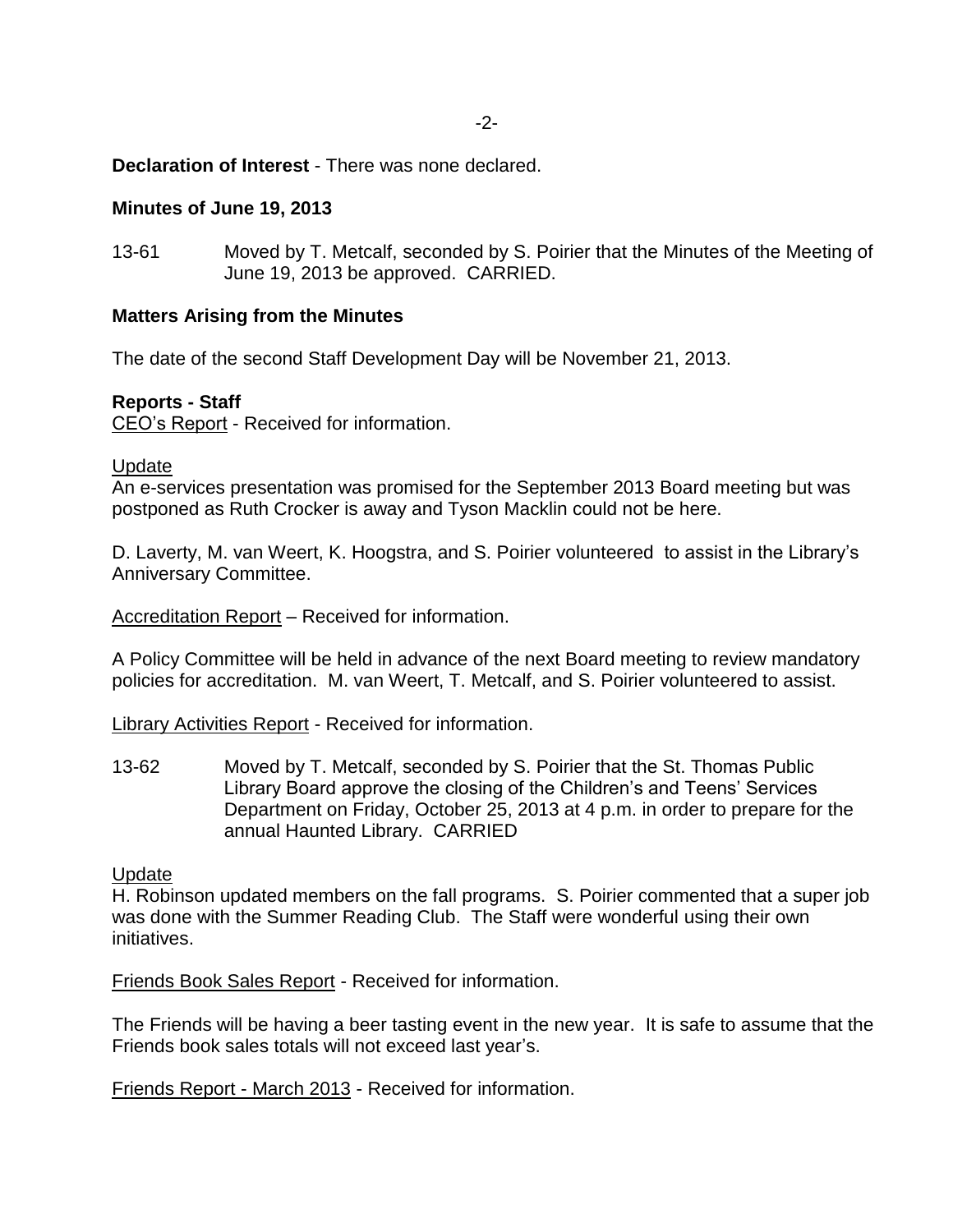**Declaration of Interest** - There was none declared.

**Minutes of June 19, 2013**

13-61 Moved by T. Metcalf, seconded by S. Poirier that the Minutes of the Meeting of June 19, 2013 be approved. CARRIED.

**Matters Arising from the Minutes**

The date of the second Staff Development Day will be November 21, 2013.

**Reports - Staff**

CEO's Report - Received for information.

Update

An e-services presentation was promised for the September 2013 Board meeting but was postponed as Ruth Crocker is away and Tyson Macklin could not be here.

D. Laverty, M. van Weert, K. Hoogstra, and S. Poirier volunteered to assist in the Library's Anniversary Committee.

Accreditation Report – Received for information.

A Policy Committee will be held in advance of the next Board meeting to review mandatory policies for accreditation. M. van Weert, T. Metcalf, and S. Poirier volunteered to assist.

Library Activities Report - Received for information.

13-62 Moved by T. Metcalf, seconded by S. Poirier that the St. Thomas Public Library Board approve the closing of the Children's and Teens' Services Department on Friday, October 25, 2013 at 4 p.m. in order to prepare for the annual Haunted Library. CARRIED

Update

H. Robinson updated members on the fall programs. S. Poirier commented that a super job was done with the Summer Reading Club. The Staff were wonderful using their own initiatives.

Friends Book Sales Report - Received for information.

The Friends will be having a beer tasting event in the new year. It is safe to assume that the Friends book sales totals will not exceed last year's.

Friends Report - March 2013 - Received for information.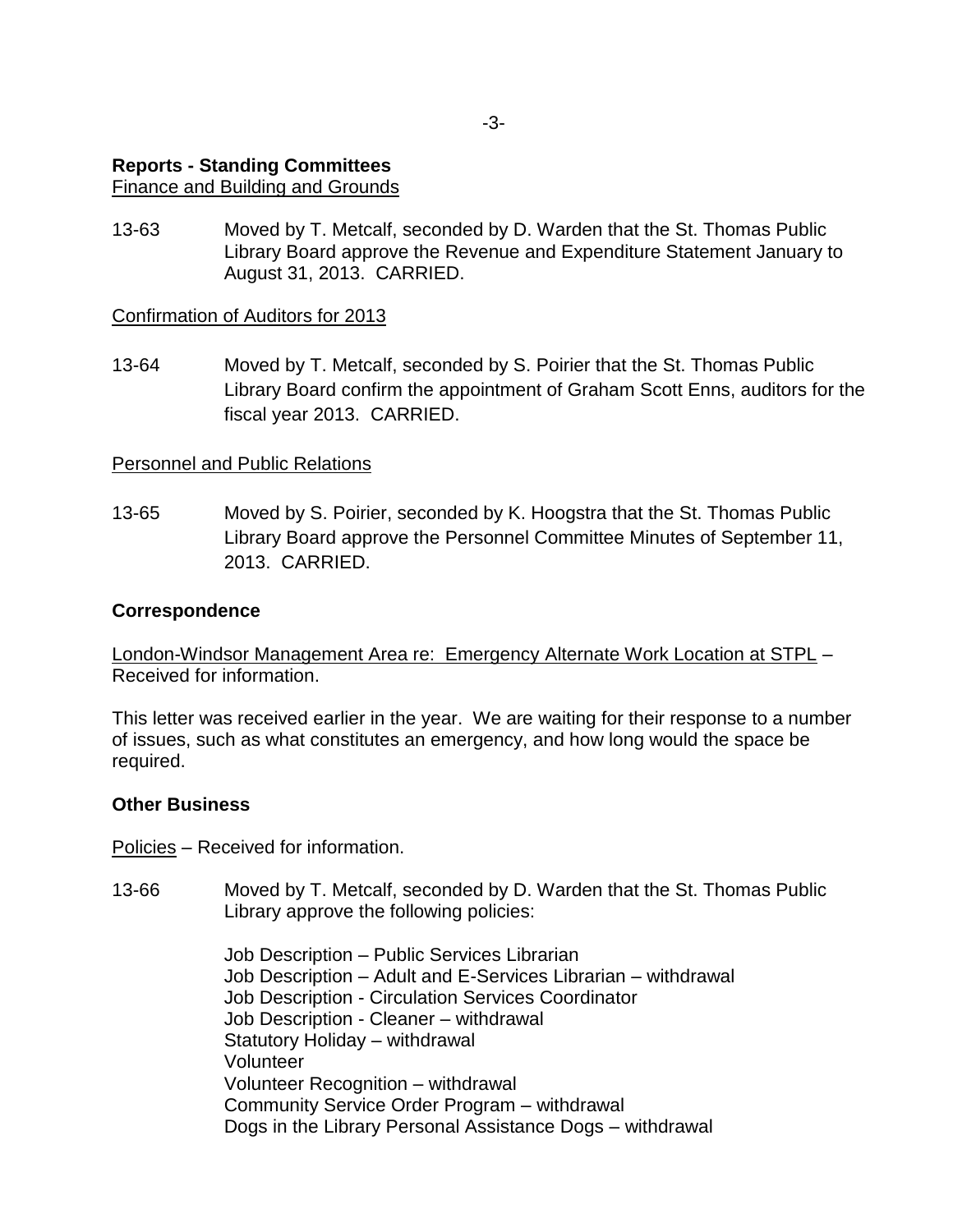**Reports - Standing Committees**

Finance and Building and Grounds

13-63 Moved by T. Metcalf, seconded by D. Warden that the St. Thomas Public Library Board approve the Revenue and Expenditure Statement January to August 31, 2013. CARRIED.

Confirmation of Auditors for 2013

13-64 Moved by T. Metcalf, seconded by S. Poirier that the St. Thomas Public Library Board confirm the appointment of Graham Scott Enns, auditors for the fiscal year 2013. CARRIED.

Personnel and Public Relations

13-65 Moved by S. Poirier, seconded by K. Hoogstra that the St. Thomas Public Library Board approve the Personnel Committee Minutes of September 11, 2013. CARRIED.

**Correspondence**

London-Windsor Management Area re: Emergency Alternate Work Location at STPL – Received for information.

This letter was received earlier in the year. We are waiting for their response to a number of issues, such as what constitutes an emergency, and how long would the space be required.

**Other Business**

Policies – Received for information.

13-66 Moved by T. Metcalf, seconded by D. Warden that the St. Thomas Public Library approve the following policies:

Job Description – Public Services Librarian
Job Description – Adult and E-Services Librarian – withdrawal
Job Description - Circulation Services Coordinator
Job Description - Cleaner – withdrawal
Statutory Holiday – withdrawal
Volunteer
Volunteer Recognition – withdrawal
Community Service Order Program – withdrawal
Dogs in the Library Personal Assistance Dogs – withdrawal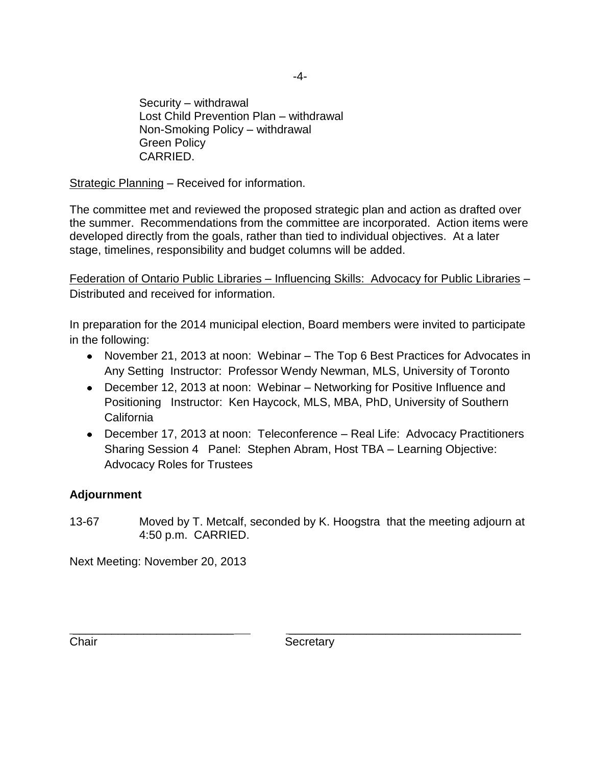Security – withdrawal
Lost Child Prevention Plan – withdrawal
Non-Smoking Policy – withdrawal
Green Policy
CARRIED.

Strategic Planning – Received for information.

The committee met and reviewed the proposed strategic plan and action as drafted over the summer. Recommendations from the committee are incorporated. Action items were developed directly from the goals, rather than tied to individual objectives. At a later stage, timelines, responsibility and budget columns will be added.

Federation of Ontario Public Libraries – Influencing Skills: Advocacy for Public Libraries – Distributed and received for information.

In preparation for the 2014 municipal election, Board members were invited to participate in the following:

- November 21, 2013 at noon: Webinar – The Top 6 Best Practices for Advocates in Any Setting Instructor: Professor Wendy Newman, MLS, University of Toronto
- December 12, 2013 at noon: Webinar – Networking for Positive Influence and Positioning Instructor: Ken Haycock, MLS, MBA, PhD, University of Southern California
- December 17, 2013 at noon: Teleconference – Real Life: Advocacy Practitioners Sharing Session 4 Panel: Stephen Abram, Host TBA – Learning Objective: Advocacy Roles for Trustees

**Adjournment**

13-67 Moved by T. Metcalf, seconded by K. Hoogstra that the meeting adjourn at 4:50 p.m. CARRIED.

Next Meeting: November 20, 2013

\_\_\_\_\_\_\_\_\_\_\_\_\_\_\_\_\_\_\_\_\_\_\_\_\_\_\_ \_\_\_\_\_\_\_\_\_\_\_\_\_\_\_\_\_\_\_\_\_\_\_\_\_\_\_\_\_\_\_\_\_\_\_\_
Chair Secretary